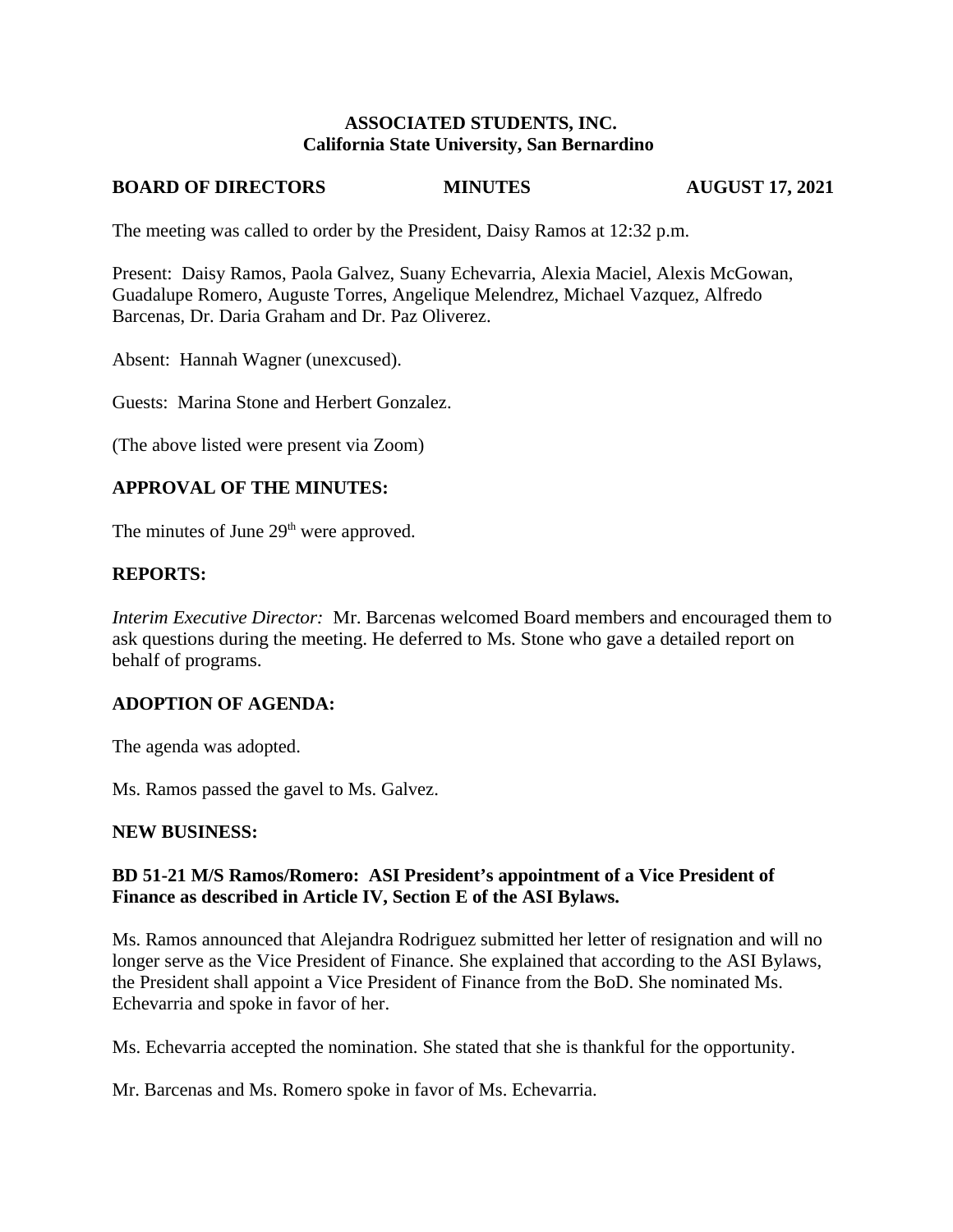**ASSOCIATED STUDENTS, INC.**
**California State University, San Bernardino**

**BOARD OF DIRECTORS MINUTES AUGUST 17, 2021**

The meeting was called to order by the President, Daisy Ramos at 12:32 p.m.

Present: Daisy Ramos, Paola Galvez, Suany Echevarria, Alexia Maciel, Alexis McGowan, Guadalupe Romero, Auguste Torres, Angelique Melendrez, Michael Vazquez, Alfredo Barcenas, Dr. Daria Graham and Dr. Paz Oliverez.

Absent: Hannah Wagner (unexcused).

Guests: Marina Stone and Herbert Gonzalez.

(The above listed were present via Zoom)

## APPROVAL OF THE MINUTES:

The minutes of June 29th were approved.

## REPORTS:

*Interim Executive Director:* Mr. Barcenas welcomed Board members and encouraged them to ask questions during the meeting. He deferred to Ms. Stone who gave a detailed report on behalf of programs.

## ADOPTION OF AGENDA:

The agenda was adopted.

Ms. Ramos passed the gavel to Ms. Galvez.

## NEW BUSINESS:

### BD 51-21 M/S Ramos/Romero: ASI President's appointment of a Vice President of Finance as described in Article IV, Section E of the ASI Bylaws.

Ms. Ramos announced that Alejandra Rodriguez submitted her letter of resignation and will no longer serve as the Vice President of Finance. She explained that according to the ASI Bylaws, the President shall appoint a Vice President of Finance from the BoD. She nominated Ms. Echevarria and spoke in favor of her.

Ms. Echevarria accepted the nomination. She stated that she is thankful for the opportunity.

Mr. Barcenas and Ms. Romero spoke in favor of Ms. Echevarria.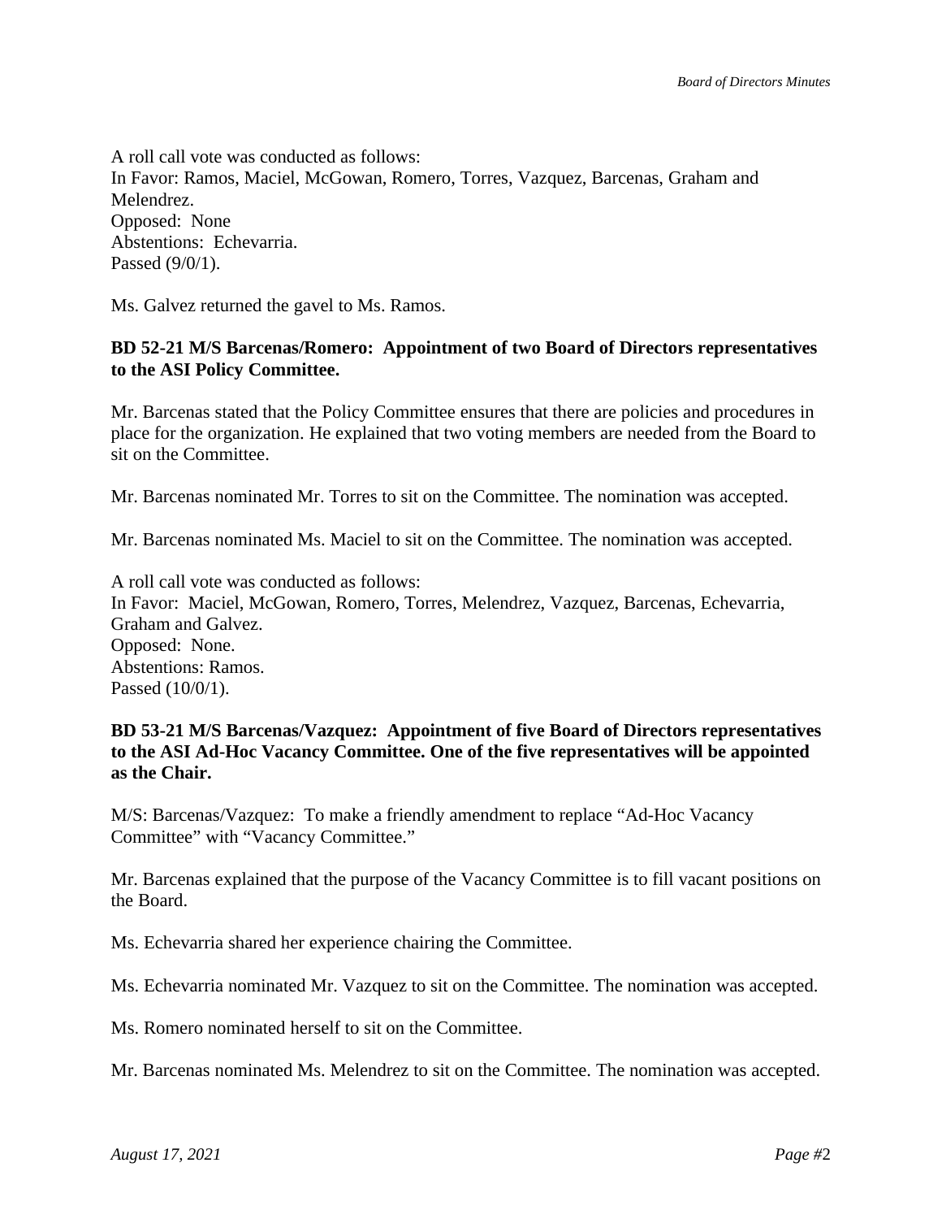A roll call vote was conducted as follows:
In Favor: Ramos, Maciel, McGowan, Romero, Torres, Vazquez, Barcenas, Graham and Melendrez.
Opposed: None
Abstentions: Echevarria.
Passed (9/0/1).

Ms. Galvez returned the gavel to Ms. Ramos.

**BD 52-21 M/S Barcenas/Romero: Appointment of two Board of Directors representatives to the ASI Policy Committee.**

Mr. Barcenas stated that the Policy Committee ensures that there are policies and procedures in place for the organization. He explained that two voting members are needed from the Board to sit on the Committee.

Mr. Barcenas nominated Mr. Torres to sit on the Committee. The nomination was accepted.

Mr. Barcenas nominated Ms. Maciel to sit on the Committee. The nomination was accepted.

A roll call vote was conducted as follows:
In Favor: Maciel, McGowan, Romero, Torres, Melendrez, Vazquez, Barcenas, Echevarria, Graham and Galvez.
Opposed: None.
Abstentions: Ramos.
Passed (10/0/1).

**BD 53-21 M/S Barcenas/Vazquez: Appointment of five Board of Directors representatives to the ASI Ad-Hoc Vacancy Committee. One of the five representatives will be appointed as the Chair.**

M/S: Barcenas/Vazquez: To make a friendly amendment to replace "Ad-Hoc Vacancy Committee" with "Vacancy Committee."

Mr. Barcenas explained that the purpose of the Vacancy Committee is to fill vacant positions on the Board.

Ms. Echevarria shared her experience chairing the Committee.

Ms. Echevarria nominated Mr. Vazquez to sit on the Committee. The nomination was accepted.

Ms. Romero nominated herself to sit on the Committee.

Mr. Barcenas nominated Ms. Melendrez to sit on the Committee. The nomination was accepted.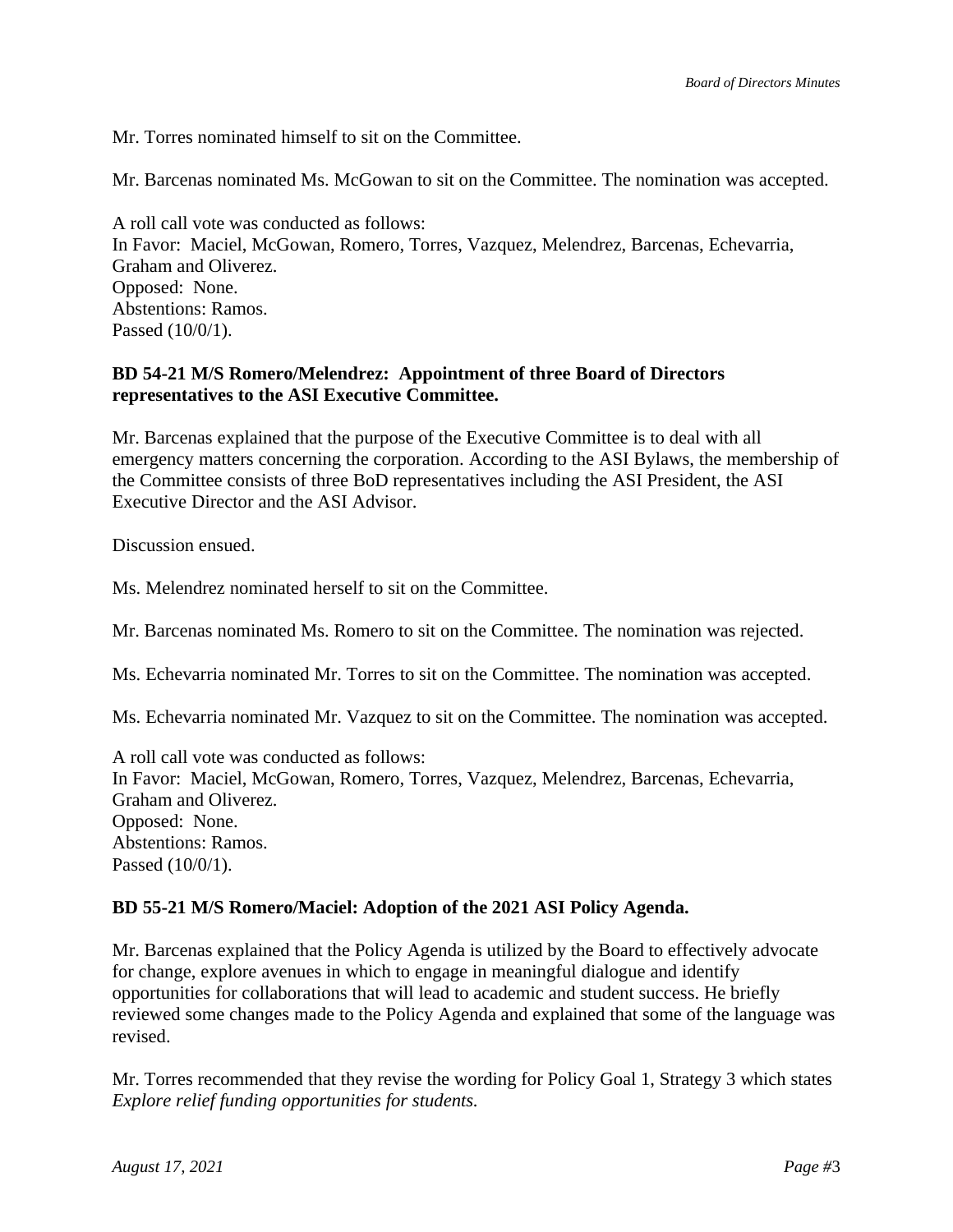Mr. Torres nominated himself to sit on the Committee.

Mr. Barcenas nominated Ms. McGowan to sit on the Committee. The nomination was accepted.

A roll call vote was conducted as follows:
In Favor: Maciel, McGowan, Romero, Torres, Vazquez, Melendrez, Barcenas, Echevarria, Graham and Oliverez.
Opposed: None.
Abstentions: Ramos.
Passed (10/0/1).

**BD 54-21 M/S Romero/Melendrez: Appointment of three Board of Directors representatives to the ASI Executive Committee.**

Mr. Barcenas explained that the purpose of the Executive Committee is to deal with all emergency matters concerning the corporation. According to the ASI Bylaws, the membership of the Committee consists of three BoD representatives including the ASI President, the ASI Executive Director and the ASI Advisor.

Discussion ensued.

Ms. Melendrez nominated herself to sit on the Committee.

Mr. Barcenas nominated Ms. Romero to sit on the Committee. The nomination was rejected.

Ms. Echevarria nominated Mr. Torres to sit on the Committee. The nomination was accepted.

Ms. Echevarria nominated Mr. Vazquez to sit on the Committee. The nomination was accepted.

A roll call vote was conducted as follows:
In Favor: Maciel, McGowan, Romero, Torres, Vazquez, Melendrez, Barcenas, Echevarria, Graham and Oliverez.
Opposed: None.
Abstentions: Ramos.
Passed (10/0/1).

**BD 55-21 M/S Romero/Maciel: Adoption of the 2021 ASI Policy Agenda.**

Mr. Barcenas explained that the Policy Agenda is utilized by the Board to effectively advocate for change, explore avenues in which to engage in meaningful dialogue and identify opportunities for collaborations that will lead to academic and student success. He briefly reviewed some changes made to the Policy Agenda and explained that some of the language was revised.

Mr. Torres recommended that they revise the wording for Policy Goal 1, Strategy 3 which states *Explore relief funding opportunities for students.*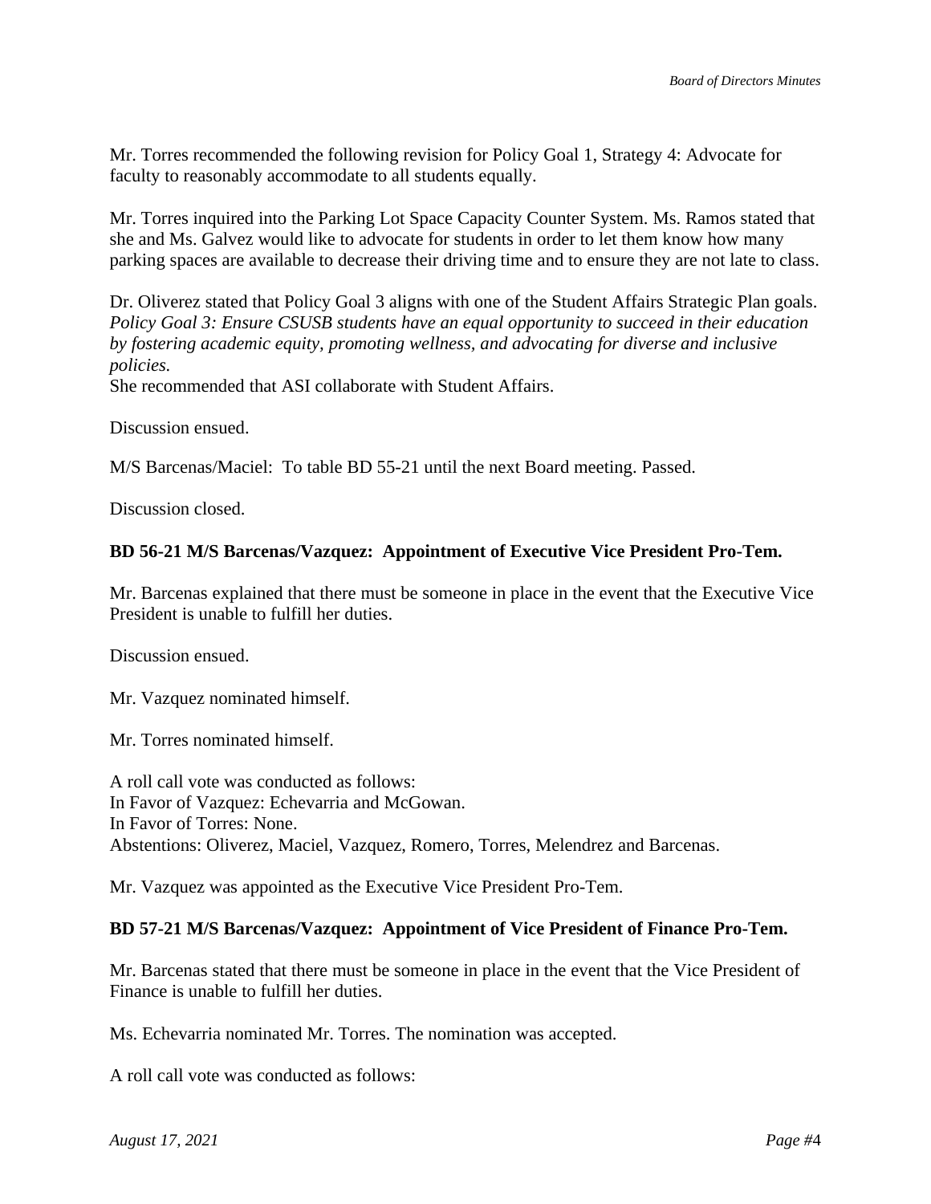Mr. Torres recommended the following revision for Policy Goal 1, Strategy 4: Advocate for faculty to reasonably accommodate to all students equally.

Mr. Torres inquired into the Parking Lot Space Capacity Counter System. Ms. Ramos stated that she and Ms. Galvez would like to advocate for students in order to let them know how many parking spaces are available to decrease their driving time and to ensure they are not late to class.

Dr. Oliverez stated that Policy Goal 3 aligns with one of the Student Affairs Strategic Plan goals. *Policy Goal 3: Ensure CSUSB students have an equal opportunity to succeed in their education by fostering academic equity, promoting wellness, and advocating for diverse and inclusive policies.*
She recommended that ASI collaborate with Student Affairs.

Discussion ensued.

M/S Barcenas/Maciel: To table BD 55-21 until the next Board meeting. Passed.

Discussion closed.

**BD 56-21 M/S Barcenas/Vazquez: Appointment of Executive Vice President Pro-Tem.**

Mr. Barcenas explained that there must be someone in place in the event that the Executive Vice President is unable to fulfill her duties.

Discussion ensued.

Mr. Vazquez nominated himself.

Mr. Torres nominated himself.

A roll call vote was conducted as follows:
In Favor of Vazquez: Echevarria and McGowan.
In Favor of Torres: None.
Abstentions: Oliverez, Maciel, Vazquez, Romero, Torres, Melendrez and Barcenas.

Mr. Vazquez was appointed as the Executive Vice President Pro-Tem.

**BD 57-21 M/S Barcenas/Vazquez: Appointment of Vice President of Finance Pro-Tem.**

Mr. Barcenas stated that there must be someone in place in the event that the Vice President of Finance is unable to fulfill her duties.

Ms. Echevarria nominated Mr. Torres. The nomination was accepted.

A roll call vote was conducted as follows: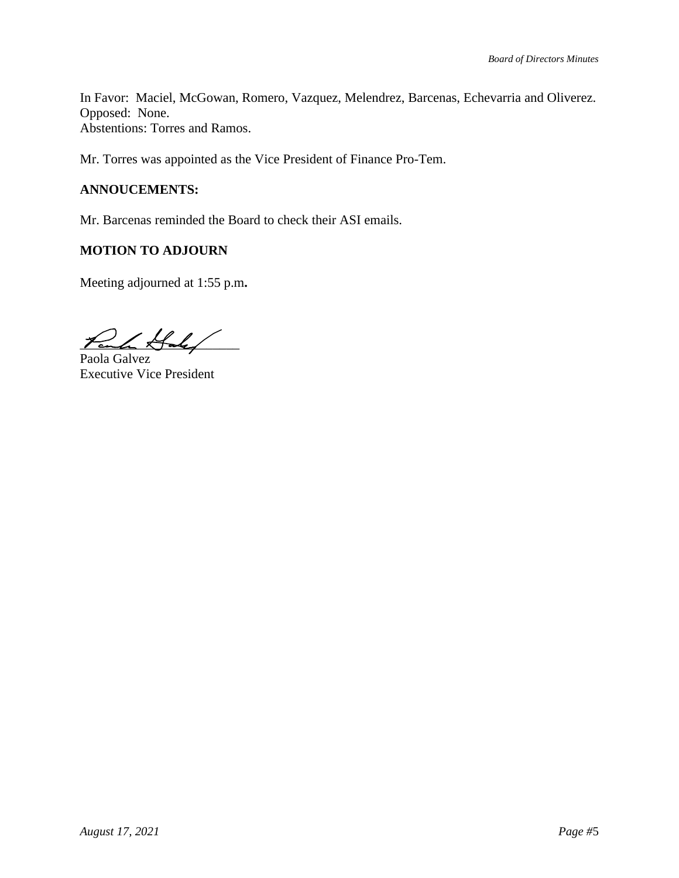In Favor: Maciel, McGowan, Romero, Vazquez, Melendrez, Barcenas, Echevarria and Oliverez.
Opposed: None.
Abstentions: Torres and Ramos.

Mr. Torres was appointed as the Vice President of Finance Pro-Tem.

**ANNOUCEMENTS:**

Mr. Barcenas reminded the Board to check their ASI emails.

**MOTION TO ADJOURN**

Meeting adjourned at 1:55 p.m**.**

Paola Galvez
Executive Vice President